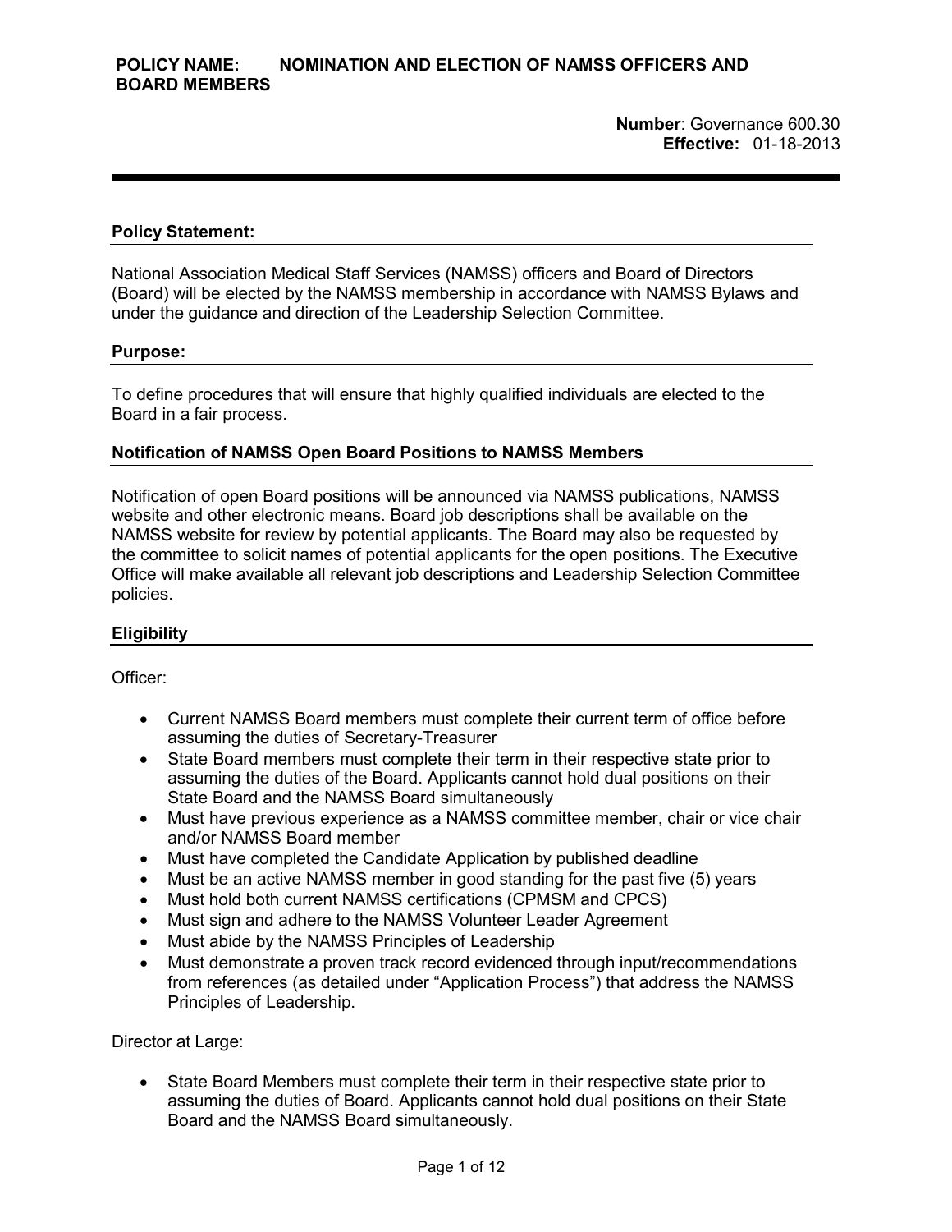**POLICY NAME: NOMINATION AND ELECTION OF NAMSS OFFICERS AND BOARD MEMBERS**

**Number**: Governance 600.30
**Effective:** 01-18-2013

---

## Policy Statement:

National Association Medical Staff Services (NAMSS) officers and Board of Directors (Board) will be elected by the NAMSS membership in accordance with NAMSS Bylaws and under the guidance and direction of the Leadership Selection Committee.

## Purpose:

To define procedures that will ensure that highly qualified individuals are elected to the Board in a fair process.

## Notification of NAMSS Open Board Positions to NAMSS Members

Notification of open Board positions will be announced via NAMSS publications, NAMSS website and other electronic means. Board job descriptions shall be available on the NAMSS website for review by potential applicants. The Board may also be requested by the committee to solicit names of potential applicants for the open positions. The Executive Office will make available all relevant job descriptions and Leadership Selection Committee policies.

## Eligibility

Officer:

- Current NAMSS Board members must complete their current term of office before assuming the duties of Secretary-Treasurer
- State Board members must complete their term in their respective state prior to assuming the duties of the Board. Applicants cannot hold dual positions on their State Board and the NAMSS Board simultaneously
- Must have previous experience as a NAMSS committee member, chair or vice chair and/or NAMSS Board member
- Must have completed the Candidate Application by published deadline
- Must be an active NAMSS member in good standing for the past five (5) years
- Must hold both current NAMSS certifications (CPMSM and CPCS)
- Must sign and adhere to the NAMSS Volunteer Leader Agreement
- Must abide by the NAMSS Principles of Leadership
- Must demonstrate a proven track record evidenced through input/recommendations from references (as detailed under "Application Process") that address the NAMSS Principles of Leadership.

Director at Large:

- State Board Members must complete their term in their respective state prior to assuming the duties of Board. Applicants cannot hold dual positions on their State Board and the NAMSS Board simultaneously.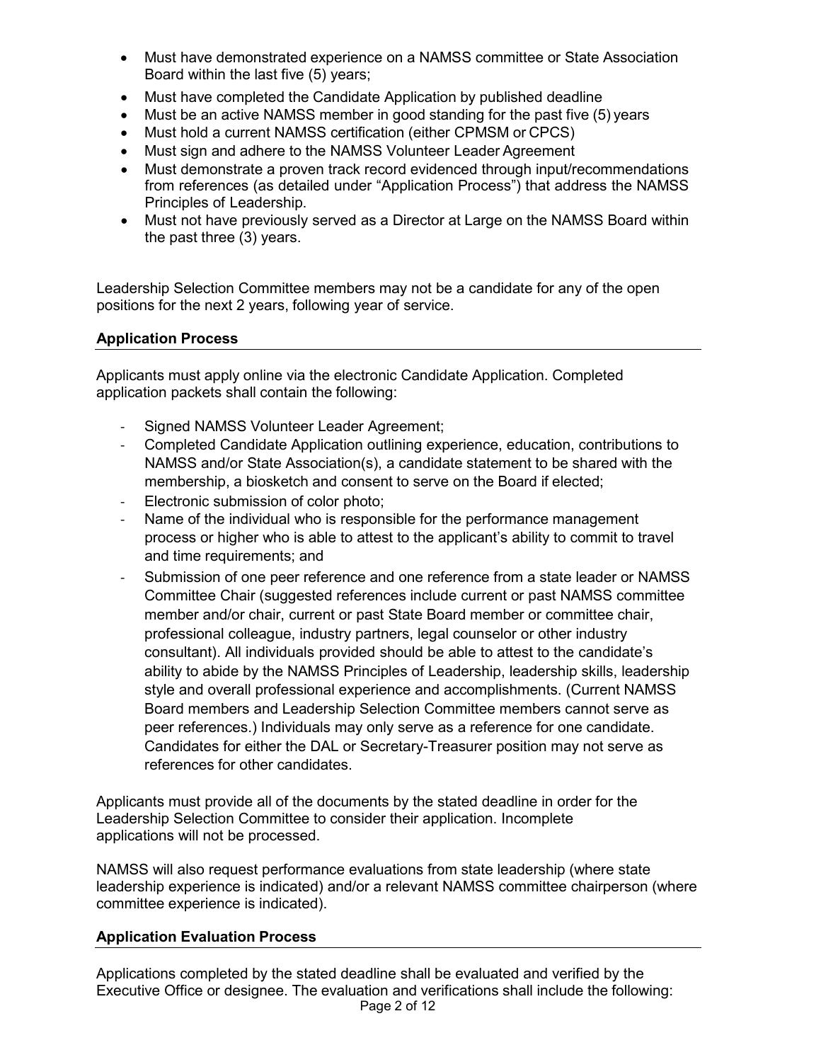- Must have demonstrated experience on a NAMSS committee or State Association Board within the last five (5) years;
- Must have completed the Candidate Application by published deadline
- Must be an active NAMSS member in good standing for the past five (5) years
- Must hold a current NAMSS certification (either CPMSM or CPCS)
- Must sign and adhere to the NAMSS Volunteer Leader Agreement
- Must demonstrate a proven track record evidenced through input/recommendations from references (as detailed under "Application Process") that address the NAMSS Principles of Leadership.
- Must not have previously served as a Director at Large on the NAMSS Board within the past three (3) years.

Leadership Selection Committee members may not be a candidate for any of the open positions for the next 2 years, following year of service.

## Application Process

Applicants must apply online via the electronic Candidate Application. Completed application packets shall contain the following:

- Signed NAMSS Volunteer Leader Agreement;
- Completed Candidate Application outlining experience, education, contributions to NAMSS and/or State Association(s), a candidate statement to be shared with the membership, a biosketch and consent to serve on the Board if elected;
- Electronic submission of color photo;
- Name of the individual who is responsible for the performance management process or higher who is able to attest to the applicant's ability to commit to travel and time requirements; and
- Submission of one peer reference and one reference from a state leader or NAMSS Committee Chair (suggested references include current or past NAMSS committee member and/or chair, current or past State Board member or committee chair, professional colleague, industry partners, legal counselor or other industry consultant). All individuals provided should be able to attest to the candidate's ability to abide by the NAMSS Principles of Leadership, leadership skills, leadership style and overall professional experience and accomplishments. (Current NAMSS Board members and Leadership Selection Committee members cannot serve as peer references.) Individuals may only serve as a reference for one candidate. Candidates for either the DAL or Secretary-Treasurer position may not serve as references for other candidates.

Applicants must provide all of the documents by the stated deadline in order for the Leadership Selection Committee to consider their application. Incomplete applications will not be processed.

NAMSS will also request performance evaluations from state leadership (where state leadership experience is indicated) and/or a relevant NAMSS committee chairperson (where committee experience is indicated).

## Application Evaluation Process

Applications completed by the stated deadline shall be evaluated and verified by the Executive Office or designee. The evaluation and verifications shall include the following: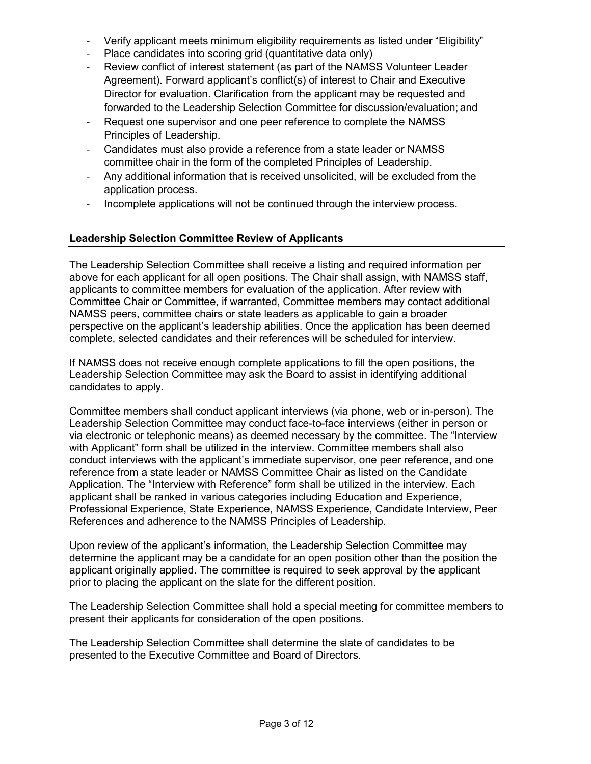- Verify applicant meets minimum eligibility requirements as listed under "Eligibility"
- Place candidates into scoring grid (quantitative data only)
- Review conflict of interest statement (as part of the NAMSS Volunteer Leader Agreement). Forward applicant's conflict(s) of interest to Chair and Executive Director for evaluation. Clarification from the applicant may be requested and forwarded to the Leadership Selection Committee for discussion/evaluation; and
- Request one supervisor and one peer reference to complete the NAMSS Principles of Leadership.
- Candidates must also provide a reference from a state leader or NAMSS committee chair in the form of the completed Principles of Leadership.
- Any additional information that is received unsolicited, will be excluded from the application process.
- Incomplete applications will not be continued through the interview process.

## Leadership Selection Committee Review of Applicants

The Leadership Selection Committee shall receive a listing and required information per above for each applicant for all open positions. The Chair shall assign, with NAMSS staff, applicants to committee members for evaluation of the application. After review with Committee Chair or Committee, if warranted, Committee members may contact additional NAMSS peers, committee chairs or state leaders as applicable to gain a broader perspective on the applicant's leadership abilities. Once the application has been deemed complete, selected candidates and their references will be scheduled for interview.

If NAMSS does not receive enough complete applications to fill the open positions, the Leadership Selection Committee may ask the Board to assist in identifying additional candidates to apply.

Committee members shall conduct applicant interviews (via phone, web or in-person). The Leadership Selection Committee may conduct face-to-face interviews (either in person or via electronic or telephonic means) as deemed necessary by the committee. The "Interview with Applicant" form shall be utilized in the interview. Committee members shall also conduct interviews with the applicant's immediate supervisor, one peer reference, and one reference from a state leader or NAMSS Committee Chair as listed on the Candidate Application. The "Interview with Reference" form shall be utilized in the interview. Each applicant shall be ranked in various categories including Education and Experience, Professional Experience, State Experience, NAMSS Experience, Candidate Interview, Peer References and adherence to the NAMSS Principles of Leadership.

Upon review of the applicant's information, the Leadership Selection Committee may determine the applicant may be a candidate for an open position other than the position the applicant originally applied. The committee is required to seek approval by the applicant prior to placing the applicant on the slate for the different position.

The Leadership Selection Committee shall hold a special meeting for committee members to present their applicants for consideration of the open positions.

The Leadership Selection Committee shall determine the slate of candidates to be presented to the Executive Committee and Board of Directors.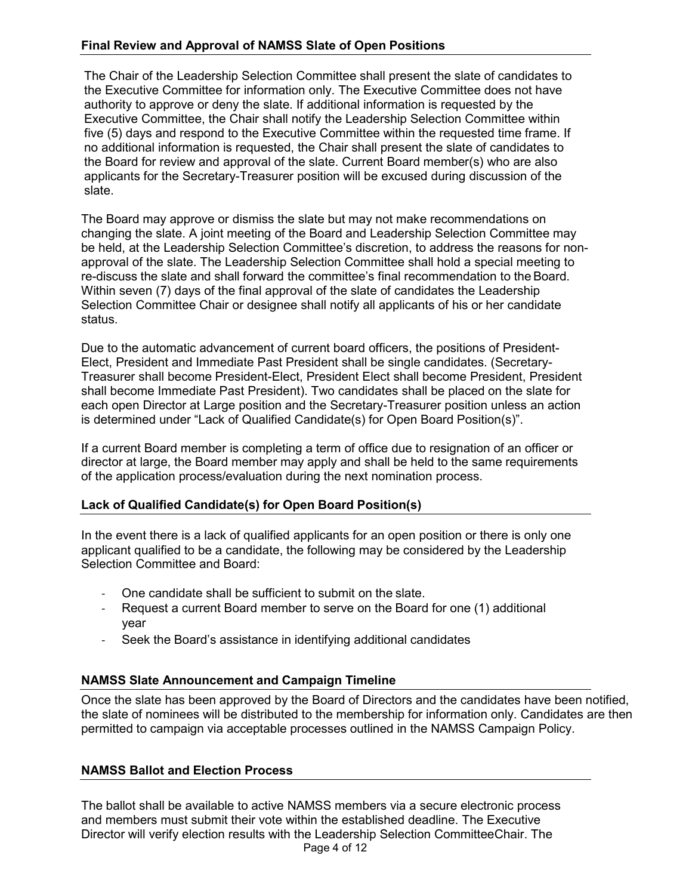## Final Review and Approval of NAMSS Slate of Open Positions

The Chair of the Leadership Selection Committee shall present the slate of candidates to the Executive Committee for information only. The Executive Committee does not have authority to approve or deny the slate. If additional information is requested by the Executive Committee, the Chair shall notify the Leadership Selection Committee within five (5) days and respond to the Executive Committee within the requested time frame. If no additional information is requested, the Chair shall present the slate of candidates to the Board for review and approval of the slate. Current Board member(s) who are also applicants for the Secretary-Treasurer position will be excused during discussion of the slate.

The Board may approve or dismiss the slate but may not make recommendations on changing the slate. A joint meeting of the Board and Leadership Selection Committee may be held, at the Leadership Selection Committee's discretion, to address the reasons for non-approval of the slate. The Leadership Selection Committee shall hold a special meeting to re-discuss the slate and shall forward the committee's final recommendation to the Board. Within seven (7) days of the final approval of the slate of candidates the Leadership Selection Committee Chair or designee shall notify all applicants of his or her candidate status.

Due to the automatic advancement of current board officers, the positions of President-Elect, President and Immediate Past President shall be single candidates. (Secretary-Treasurer shall become President-Elect, President Elect shall become President, President shall become Immediate Past President). Two candidates shall be placed on the slate for each open Director at Large position and the Secretary-Treasurer position unless an action is determined under "Lack of Qualified Candidate(s) for Open Board Position(s)".

If a current Board member is completing a term of office due to resignation of an officer or director at large, the Board member may apply and shall be held to the same requirements of the application process/evaluation during the next nomination process.

## Lack of Qualified Candidate(s) for Open Board Position(s)

In the event there is a lack of qualified applicants for an open position or there is only one applicant qualified to be a candidate, the following may be considered by the Leadership Selection Committee and Board:

- One candidate shall be sufficient to submit on the slate.
- Request a current Board member to serve on the Board for one (1) additional year
- Seek the Board's assistance in identifying additional candidates

## NAMSS Slate Announcement and Campaign Timeline

Once the slate has been approved by the Board of Directors and the candidates have been notified, the slate of nominees will be distributed to the membership for information only. Candidates are then permitted to campaign via acceptable processes outlined in the NAMSS Campaign Policy.

## NAMSS Ballot and Election Process

The ballot shall be available to active NAMSS members via a secure electronic process and members must submit their vote within the established deadline. The Executive Director will verify election results with the Leadership Selection Committee Chair. The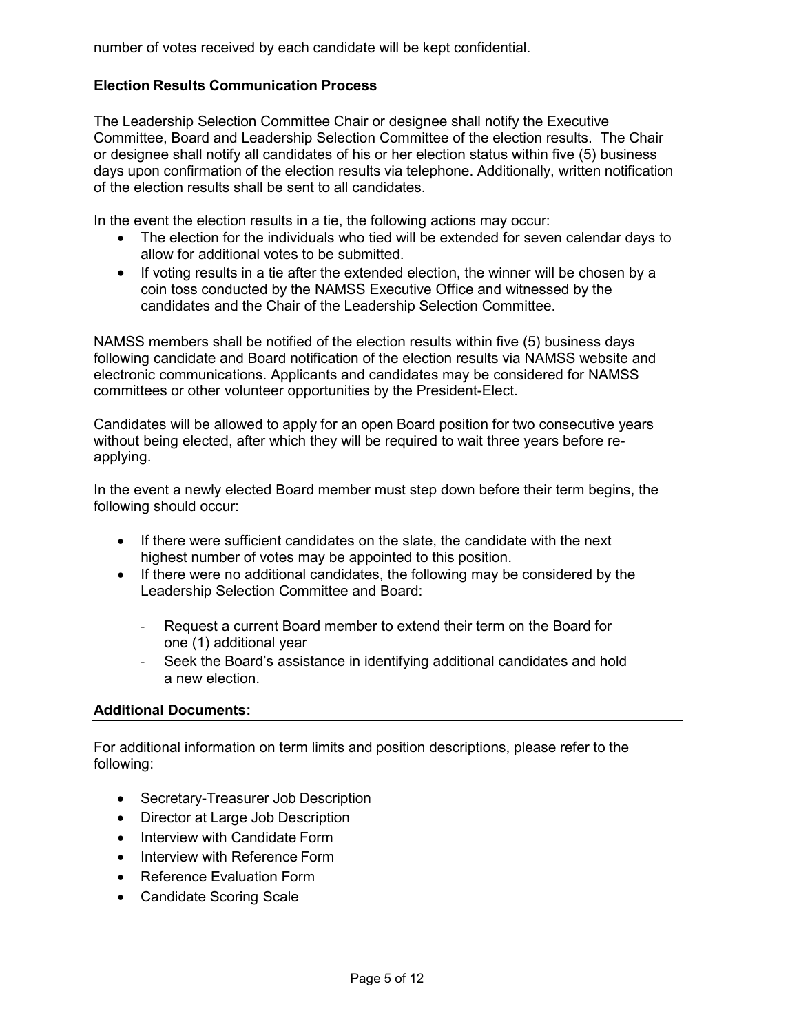number of votes received by each candidate will be kept confidential.

**Election Results Communication Process**

The Leadership Selection Committee Chair or designee shall notify the Executive Committee, Board and Leadership Selection Committee of the election results. The Chair or designee shall notify all candidates of his or her election status within five (5) business days upon confirmation of the election results via telephone. Additionally, written notification of the election results shall be sent to all candidates.

In the event the election results in a tie, the following actions may occur:

- The election for the individuals who tied will be extended for seven calendar days to allow for additional votes to be submitted.
- If voting results in a tie after the extended election, the winner will be chosen by a coin toss conducted by the NAMSS Executive Office and witnessed by the candidates and the Chair of the Leadership Selection Committee.

NAMSS members shall be notified of the election results within five (5) business days following candidate and Board notification of the election results via NAMSS website and electronic communications. Applicants and candidates may be considered for NAMSS committees or other volunteer opportunities by the President-Elect.

Candidates will be allowed to apply for an open Board position for two consecutive years without being elected, after which they will be required to wait three years before re-applying.

In the event a newly elected Board member must step down before their term begins, the following should occur:

- If there were sufficient candidates on the slate, the candidate with the next highest number of votes may be appointed to this position.
- If there were no additional candidates, the following may be considered by the Leadership Selection Committee and Board:
  - Request a current Board member to extend their term on the Board for one (1) additional year
  - Seek the Board's assistance in identifying additional candidates and hold a new election.

**Additional Documents:**

For additional information on term limits and position descriptions, please refer to the following:

- Secretary-Treasurer Job Description
- Director at Large Job Description
- Interview with Candidate Form
- Interview with Reference Form
- Reference Evaluation Form
- Candidate Scoring Scale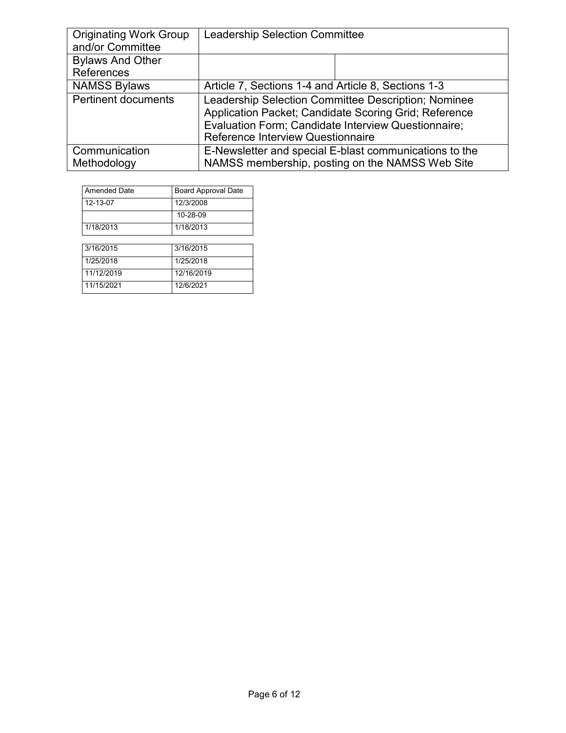| Originating Work Group and/or Committee | Leadership Selection Committee | |
|---|---|---|
| Bylaws And Other References | | |
| NAMSS Bylaws | Article 7, Sections 1-4 and Article 8, Sections 1-3 | |
| Pertinent documents | Leadership Selection Committee Description; Nominee Application Packet; Candidate Scoring Grid; Reference Evaluation Form; Candidate Interview Questionnaire; Reference Interview Questionnaire | |
| Communication Methodology | E-Newsletter and special E-blast communications to the NAMSS membership, posting on the NAMSS Web Site | |

| Amended Date | Board Approval Date |
|---|---|
| 12-13-07 | 12/3/2008 |
| | 10-28-09 |
| 1/18/2013 | 1/18/2013 |
| 3/16/2015 | 3/16/2015 |
| 1/25/2018 | 1/25/2018 |
| 11/12/2019 | 12/16/2019 |
| 11/15/2021 | 12/6/2021 |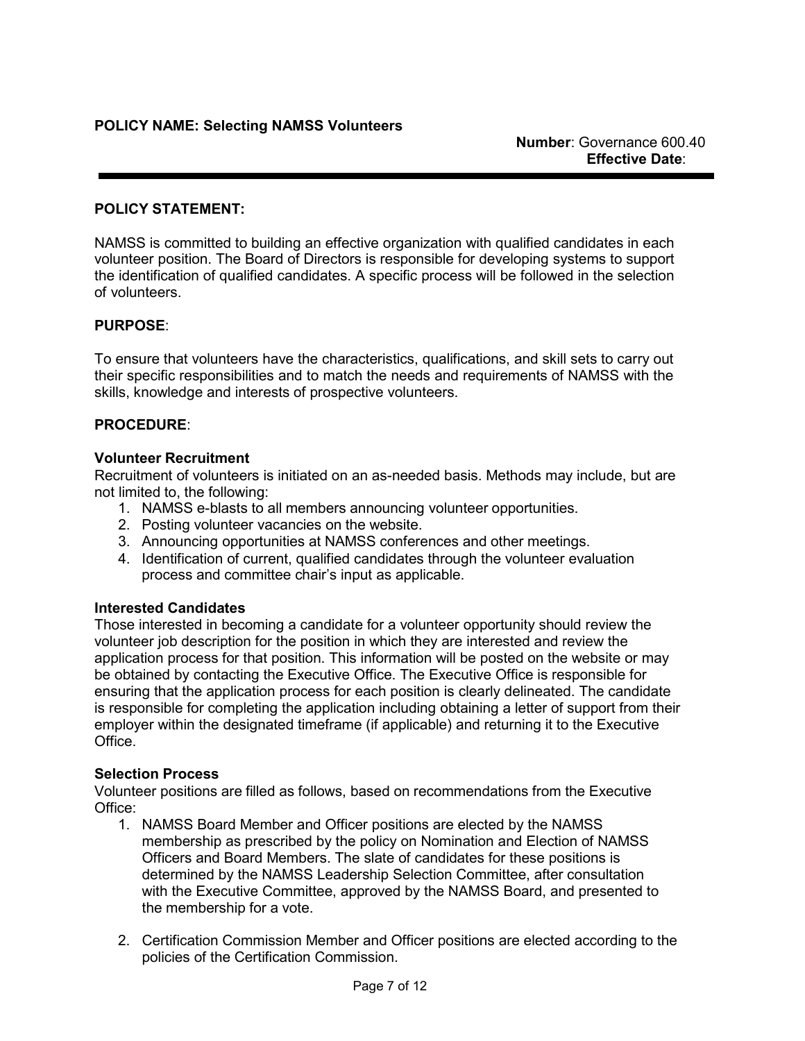**POLICY NAME: Selecting NAMSS Volunteers**

**Number**: Governance 600.40
**Effective Date**:

---

**POLICY STATEMENT:**

NAMSS is committed to building an effective organization with qualified candidates in each volunteer position. The Board of Directors is responsible for developing systems to support the identification of qualified candidates. A specific process will be followed in the selection of volunteers.

**PURPOSE**:

To ensure that volunteers have the characteristics, qualifications, and skill sets to carry out their specific responsibilities and to match the needs and requirements of NAMSS with the skills, knowledge and interests of prospective volunteers.

**PROCEDURE**:

**Volunteer Recruitment**
Recruitment of volunteers is initiated on an as-needed basis. Methods may include, but are not limited to, the following:

1. NAMSS e-blasts to all members announcing volunteer opportunities.
2. Posting volunteer vacancies on the website.
3. Announcing opportunities at NAMSS conferences and other meetings.
4. Identification of current, qualified candidates through the volunteer evaluation process and committee chair's input as applicable.

**Interested Candidates**
Those interested in becoming a candidate for a volunteer opportunity should review the volunteer job description for the position in which they are interested and review the application process for that position. This information will be posted on the website or may be obtained by contacting the Executive Office. The Executive Office is responsible for ensuring that the application process for each position is clearly delineated. The candidate is responsible for completing the application including obtaining a letter of support from their employer within the designated timeframe (if applicable) and returning it to the Executive Office.

**Selection Process**
Volunteer positions are filled as follows, based on recommendations from the Executive Office:

1. NAMSS Board Member and Officer positions are elected by the NAMSS membership as prescribed by the policy on Nomination and Election of NAMSS Officers and Board Members. The slate of candidates for these positions is determined by the NAMSS Leadership Selection Committee, after consultation with the Executive Committee, approved by the NAMSS Board, and presented to the membership for a vote.

2. Certification Commission Member and Officer positions are elected according to the policies of the Certification Commission.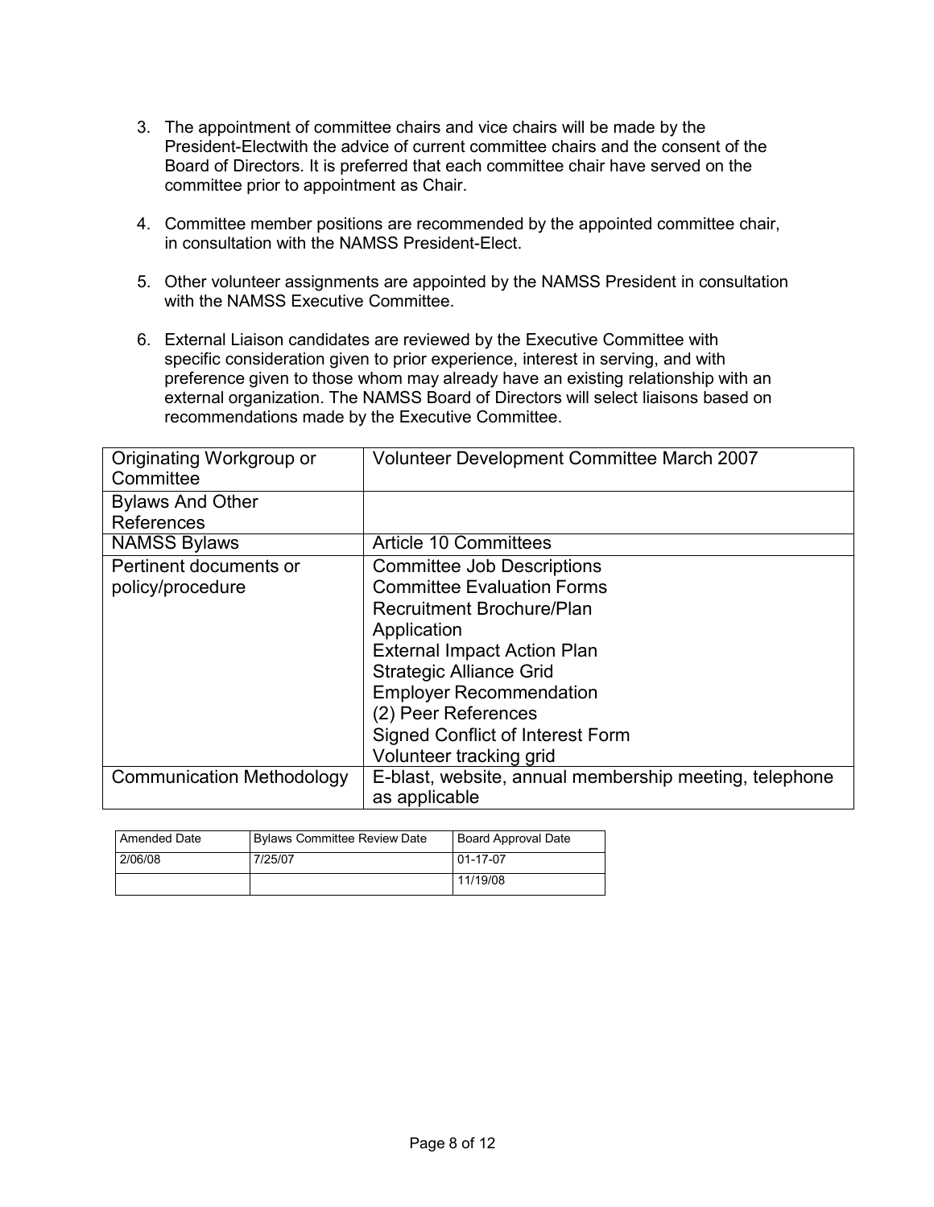3. The appointment of committee chairs and vice chairs will be made by the President-Electwith the advice of current committee chairs and the consent of the Board of Directors. It is preferred that each committee chair have served on the committee prior to appointment as Chair.

4. Committee member positions are recommended by the appointed committee chair, in consultation with the NAMSS President-Elect.

5. Other volunteer assignments are appointed by the NAMSS President in consultation with the NAMSS Executive Committee.

6. External Liaison candidates are reviewed by the Executive Committee with specific consideration given to prior experience, interest in serving, and with preference given to those whom may already have an existing relationship with an external organization. The NAMSS Board of Directors will select liaisons based on recommendations made by the Executive Committee.

| | |
|---|---|
| Originating Workgroup or Committee | Volunteer Development Committee March 2007 |
| Bylaws And Other References | |
| NAMSS Bylaws | Article 10 Committees |
| Pertinent documents or policy/procedure | Committee Job Descriptions<br>Committee Evaluation Forms<br>Recruitment Brochure/Plan<br>Application<br>External Impact Action Plan<br>Strategic Alliance Grid<br>Employer Recommendation<br>(2) Peer References<br>Signed Conflict of Interest Form<br>Volunteer tracking grid |
| Communication Methodology | E-blast, website, annual membership meeting, telephone as applicable |

| Amended Date | Bylaws Committee Review Date | Board Approval Date |
|---|---|---|
| 2/06/08 | 7/25/07 | 01-17-07 |
| | | 11/19/08 |